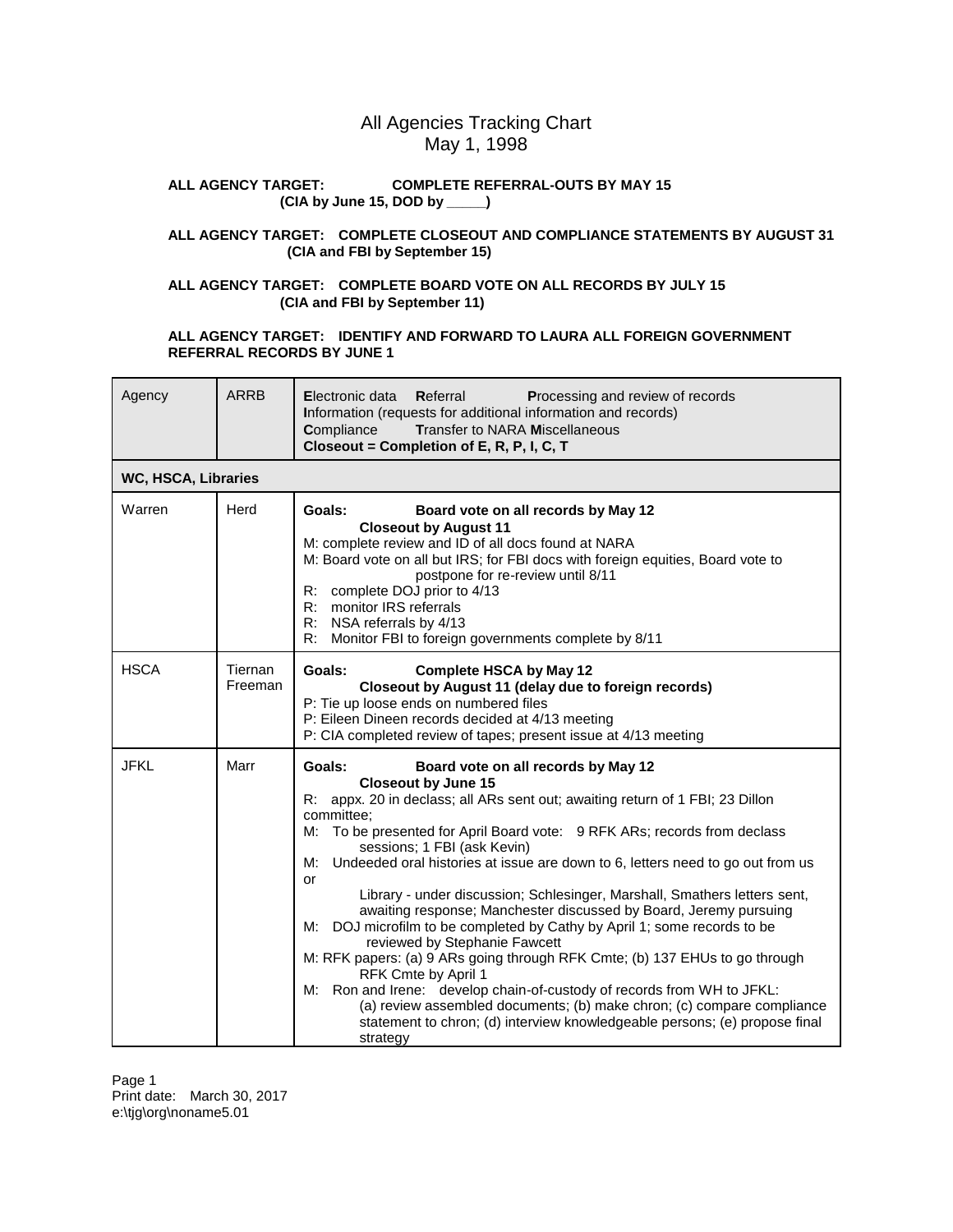# All Agencies Tracking Chart
## May 1, 1998

**ALL AGENCY TARGET: COMPLETE REFERRAL-OUTS BY MAY 15**
**(CIA by June 15, DOD by _____)**

**ALL AGENCY TARGET: COMPLETE CLOSEOUT AND COMPLIANCE STATEMENTS BY AUGUST 31**
**(CIA and FBI by September 15)**

**ALL AGENCY TARGET: COMPLETE BOARD VOTE ON ALL RECORDS BY JULY 15**
**(CIA and FBI by September 11)**

**ALL AGENCY TARGET: IDENTIFY AND FORWARD TO LAURA ALL FOREIGN GOVERNMENT REFERRAL RECORDS BY JUNE 1**

| Agency | ARRB | **E**lectronic data **R**eferral **P**rocessing and review of records<br>**I**nformation (requests for additional information and records)<br>**C**ompliance **T**ransfer to NARA **M**iscellaneous<br>**Closeout = Completion of E, R, P, I, C, T** |
|---|---|---|
| **WC, HSCA, Libraries** | | |
| Warren | Herd | **Goals: Board vote on all records by May 12**<br>**Closeout by August 11**<br>M: complete review and ID of all docs found at NARA<br>M: Board vote on all but IRS; for FBI docs with foreign equities, Board vote to postpone for re-review until 8/11<br>R: complete DOJ prior to 4/13<br>R: monitor IRS referrals<br>R: NSA referrals by 4/13<br>R: Monitor FBI to foreign governments complete by 8/11 |
| HSCA | Tiernan Freeman | **Goals: Complete HSCA by May 12**<br>**Closeout by August 11 (delay due to foreign records)**<br>P: Tie up loose ends on numbered files<br>P: Eileen Dineen records decided at 4/13 meeting<br>P: CIA completed review of tapes; present issue at 4/13 meeting |
| JFKL | Marr | **Goals: Board vote on all records by May 12**<br>**Closeout by June 15**<br>R: appx. 20 in declass; all ARs sent out; awaiting return of 1 FBI; 23 Dillon committee;<br>M: To be presented for April Board vote: 9 RFK ARs; records from declass sessions; 1 FBI (ask Kevin)<br>M: Undeeded oral histories at issue are down to 6, letters need to go out from us or Library - under discussion; Schlesinger, Marshall, Smathers letters sent, awaiting response; Manchester discussed by Board, Jeremy pursuing<br>M: DOJ microfilm to be completed by Cathy by April 1; some records to be reviewed by Stephanie Fawcett<br>M: RFK papers: (a) 9 ARs going through RFK Cmte; (b) 137 EHUs to go through RFK Cmte by April 1<br>M: Ron and Irene: develop chain-of-custody of records from WH to JFKL: (a) review assembled documents; (b) make chron; (c) compare compliance statement to chron; (d) interview knowledgeable persons; (e) propose final strategy |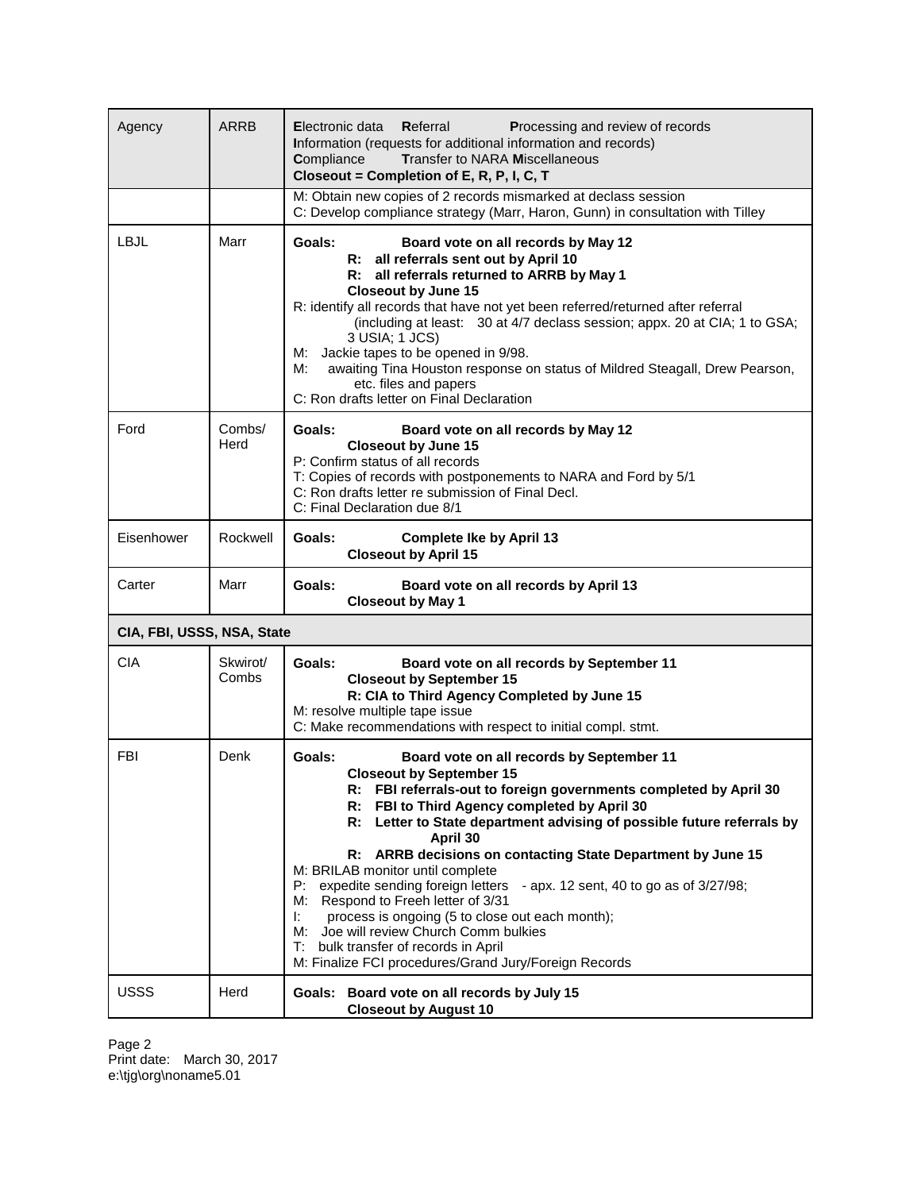| Agency | ARRB | **E**lectronic data **R**eferral **P**rocessing and review of records<br>**I**nformation (requests for additional information and records)<br>**C**ompliance **T**ransfer to NARA **M**iscellaneous<br>**Closeout = Completion of E, R, P, I, C, T** |
|---|---|---|
| | | M: Obtain new copies of 2 records mismarked at declass session<br>C: Develop compliance strategy (Marr, Haron, Gunn) in consultation with Tilley |
| LBJL | Marr | **Goals: Board vote on all records by May 12**<br>**R: all referrals sent out by April 10**<br>**R: all referrals returned to ARRB by May 1**<br>**Closeout by June 15**<br>R: identify all records that have not yet been referred/returned after referral (including at least: 30 at 4/7 declass session; appx. 20 at CIA; 1 to GSA; 3 USIA; 1 JCS)<br>M: Jackie tapes to be opened in 9/98.<br>M: awaiting Tina Houston response on status of Mildred Steagall, Drew Pearson, etc. files and papers<br>C: Ron drafts letter on Final Declaration |
| Ford | Combs/ Herd | **Goals: Board vote on all records by May 12**<br>**Closeout by June 15**<br>P: Confirm status of all records<br>T: Copies of records with postponements to NARA and Ford by 5/1<br>C: Ron drafts letter re submission of Final Decl.<br>C: Final Declaration due 8/1 |
| Eisenhower | Rockwell | **Goals: Complete Ike by April 13**<br>**Closeout by April 15** |
| Carter | Marr | **Goals: Board vote on all records by April 13**<br>**Closeout by May 1** |
| **CIA, FBI, USSS, NSA, State** | | |
| CIA | Skwirot/ Combs | **Goals: Board vote on all records by September 11**<br>**Closeout by September 15**<br>**R: CIA to Third Agency Completed by June 15**<br>M: resolve multiple tape issue<br>C: Make recommendations with respect to initial compl. stmt. |
| FBI | Denk | **Goals: Board vote on all records by September 11**<br>**Closeout by September 15**<br>**R: FBI referrals-out to foreign governments completed by April 30**<br>**R: FBI to Third Agency completed by April 30**<br>**R: Letter to State department advising of possible future referrals by April 30**<br>**R: ARRB decisions on contacting State Department by June 15**<br>M: BRILAB monitor until complete<br>P: expedite sending foreign letters - apx. 12 sent, 40 to go as of 3/27/98;<br>M: Respond to Freeh letter of 3/31<br>I: process is ongoing (5 to close out each month);<br>M: Joe will review Church Comm bulkies<br>T: bulk transfer of records in April<br>M: Finalize FCI procedures/Grand Jury/Foreign Records |
| USSS | Herd | **Goals: Board vote on all records by July 15**<br>**Closeout by August 10** |

Print date: March 30, 2017
e:\tjg\org\noname5.01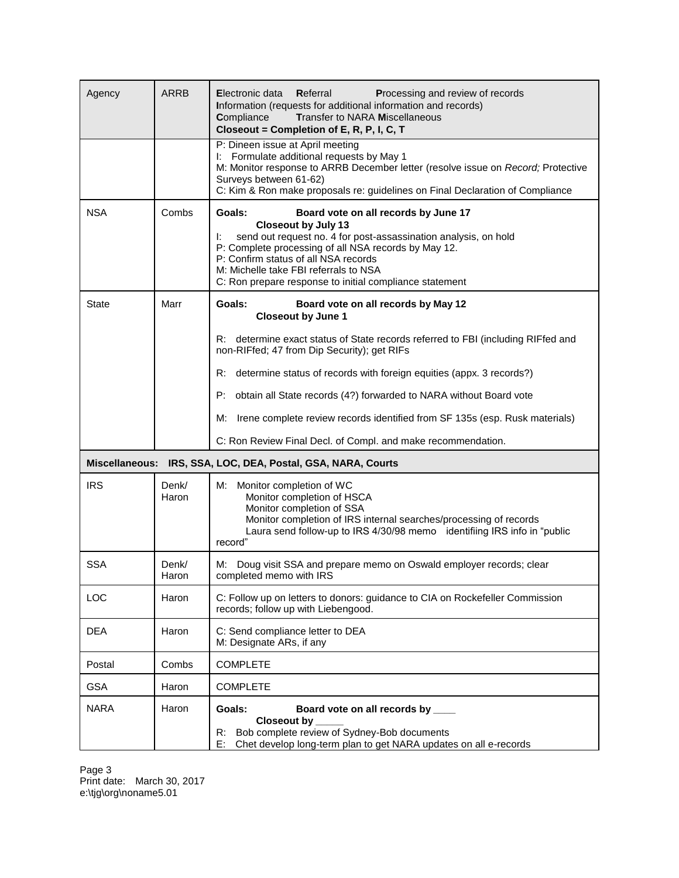| Agency | ARRB | **E**lectronic data **R**eferral **P**rocessing and review of records<br>**I**nformation (requests for additional information and records)<br>**C**ompliance **T**ransfer to NARA **M**iscellaneous<br>**Closeout = Completion of E, R, P, I, C, T** |
|---|---|---|
| | | P: Dineen issue at April meeting<br>I: Formulate additional requests by May 1<br>M: Monitor response to ARRB December letter (resolve issue on *Record;* Protective Surveys between 61-62)<br>C: Kim & Ron make proposals re: guidelines on Final Declaration of Compliance |
| NSA | Combs | **Goals: Board vote on all records by June 17**<br>**Closeout by July 13**<br>I: send out request no. 4 for post-assassination analysis, on hold<br>P: Complete processing of all NSA records by May 12.<br>P: Confirm status of all NSA records<br>M: Michelle take FBI referrals to NSA<br>C: Ron prepare response to initial compliance statement |
| State | Marr | **Goals: Board vote on all records by May 12**<br>**Closeout by June 1**<br>R: determine exact status of State records referred to FBI (including RIFfed and non-RIFfed; 47 from Dip Security); get RIFs<br>R: determine status of records with foreign equities (appx. 3 records?)<br>P: obtain all State records (4?) forwarded to NARA without Board vote<br>M: Irene complete review records identified from SF 135s (esp. Rusk materials)<br>C: Ron Review Final Decl. of Compl. and make recommendation. |
| **Miscellaneous: IRS, SSA, LOC, DEA, Postal, GSA, NARA, Courts** | | |
| IRS | Denk/ Haron | M: Monitor completion of WC<br>Monitor completion of HSCA<br>Monitor completion of SSA<br>Monitor completion of IRS internal searches/processing of records<br>Laura send follow-up to IRS 4/30/98 memo identifiing IRS info in "public record" |
| SSA | Denk/ Haron | M: Doug visit SSA and prepare memo on Oswald employer records; clear completed memo with IRS |
| LOC | Haron | C: Follow up on letters to donors: guidance to CIA on Rockefeller Commission records; follow up with Liebengood. |
| DEA | Haron | C: Send compliance letter to DEA<br>M: Designate ARs, if any |
| Postal | Combs | COMPLETE |
| GSA | Haron | COMPLETE |
| NARA | Haron | **Goals: Board vote on all records by ____**<br>**Closeout by _____**<br>R: Bob complete review of Sydney-Bob documents<br>E: Chet develop long-term plan to get NARA updates on all e-records |

Print date: March 30, 2017
e:\tjg\org\noname5.01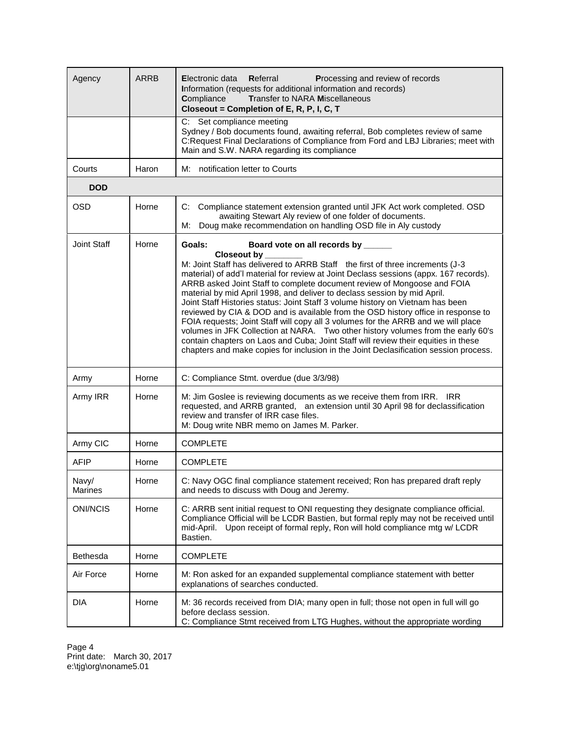| Agency | ARRB | **E**lectronic data **R**eferral **P**rocessing and review of records<br>**I**nformation (requests for additional information and records)<br>**C**ompliance **T**ransfer to NARA **M**iscellaneous<br>**Closeout = Completion of E, R, P, I, C, T** |
|---|---|---|
| | | C: Set compliance meeting<br>Sydney / Bob documents found, awaiting referral, Bob completes review of same<br>C:Request Final Declarations of Compliance from Ford and LBJ Libraries; meet with Main and S.W. NARA regarding its compliance |
| Courts | Haron | M: notification letter to Courts |
| **DOD** | | |
| OSD | Horne | C: Compliance statement extension granted until JFK Act work completed. OSD awaiting Stewart Aly review of one folder of documents.<br>M: Doug make recommendation on handling OSD file in Aly custody |
| Joint Staff | Horne | **Goals: Board vote on all records by ______**<br>**Closeout by ________**<br>M: Joint Staff has delivered to ARRB Staff the first of three increments (J-3 material) of add'l material for review at Joint Declass sessions (appx. 167 records). ARRB asked Joint Staff to complete document review of Mongoose and FOIA material by mid April 1998, and deliver to declass session by mid April.<br>Joint Staff Histories status: Joint Staff 3 volume history on Vietnam has been reviewed by CIA & DOD and is available from the OSD history office in response to FOIA requests; Joint Staff will copy all 3 volumes for the ARRB and we will place volumes in JFK Collection at NARA. Two other history volumes from the early 60's contain chapters on Laos and Cuba; Joint Staff will review their equities in these chapters and make copies for inclusion in the Joint Declasification session process. |
| Army | Horne | C: Compliance Stmt. overdue (due 3/3/98) |
| Army IRR | Horne | M: Jim Goslee is reviewing documents as we receive them from IRR. IRR requested, and ARRB granted, an extension until 30 April 98 for declassification review and transfer of IRR case files.<br>M: Doug write NBR memo on James M. Parker. |
| Army CIC | Horne | COMPLETE |
| AFIP | Horne | COMPLETE |
| Navy/ Marines | Horne | C: Navy OGC final compliance statement received; Ron has prepared draft reply and needs to discuss with Doug and Jeremy. |
| ONI/NCIS | Horne | C: ARRB sent initial request to ONI requesting they designate compliance official. Compliance Official will be LCDR Bastien, but formal reply may not be received until mid-April. Upon receipt of formal reply, Ron will hold compliance mtg w/ LCDR Bastien. |
| Bethesda | Horne | COMPLETE |
| Air Force | Horne | M: Ron asked for an expanded supplemental compliance statement with better explanations of searches conducted. |
| DIA | Horne | M: 36 records received from DIA; many open in full; those not open in full will go before declass session.<br>C: Compliance Stmt received from LTG Hughes, without the appropriate wording |

Page 4
Print date: March 30, 2017
e:\tjg\org\noname5.01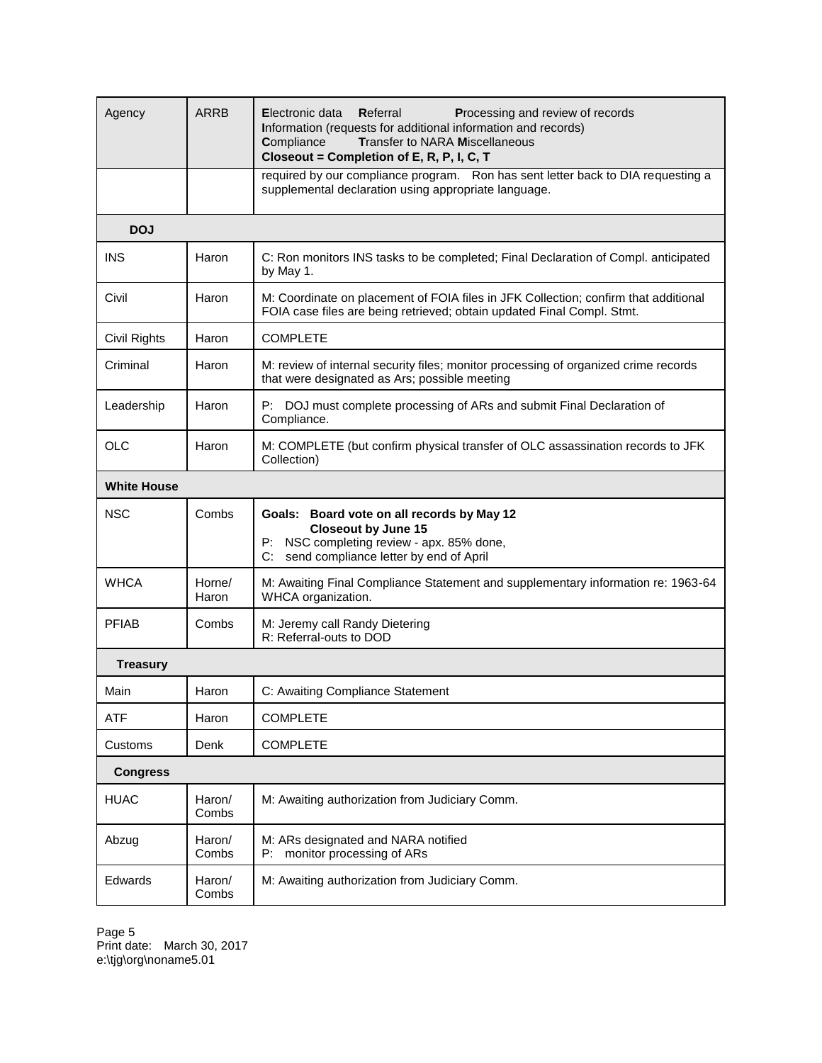| Agency | ARRB | **E**lectronic data **R**eferral **P**rocessing and review of records **I**nformation (requests for additional information and records) **C**ompliance **T**ransfer to NARA **M**iscellaneous **Closeout = Completion of E, R, P, I, C, T** |
|---|---|---|
| | | required by our compliance program. Ron has sent letter back to DIA requesting a supplemental declaration using appropriate language. |
| **DOJ** | | |
| INS | Haron | C: Ron monitors INS tasks to be completed; Final Declaration of Compl. anticipated by May 1. |
| Civil | Haron | M: Coordinate on placement of FOIA files in JFK Collection; confirm that additional FOIA case files are being retrieved; obtain updated Final Compl. Stmt. |
| Civil Rights | Haron | COMPLETE |
| Criminal | Haron | M: review of internal security files; monitor processing of organized crime records that were designated as Ars; possible meeting |
| Leadership | Haron | P: DOJ must complete processing of ARs and submit Final Declaration of Compliance. |
| OLC | Haron | M: COMPLETE (but confirm physical transfer of OLC assassination records to JFK Collection) |
| **White House** | | |
| NSC | Combs | **Goals: Board vote on all records by May 12** **Closeout by June 15** P: NSC completing review - apx. 85% done, C: send compliance letter by end of April |
| WHCA | Horne/ Haron | M: Awaiting Final Compliance Statement and supplementary information re: 1963-64 WHCA organization. |
| PFIAB | Combs | M: Jeremy call Randy Dietering R: Referral-outs to DOD |
| **Treasury** | | |
| Main | Haron | C: Awaiting Compliance Statement |
| ATF | Haron | COMPLETE |
| Customs | Denk | COMPLETE |
| **Congress** | | |
| HUAC | Haron/ Combs | M: Awaiting authorization from Judiciary Comm. |
| Abzug | Haron/ Combs | M: ARs designated and NARA notified P: monitor processing of ARs |
| Edwards | Haron/ Combs | M: Awaiting authorization from Judiciary Comm. |

Page 5
Print date: March 30, 2017
e:\tjg\org\noname5.01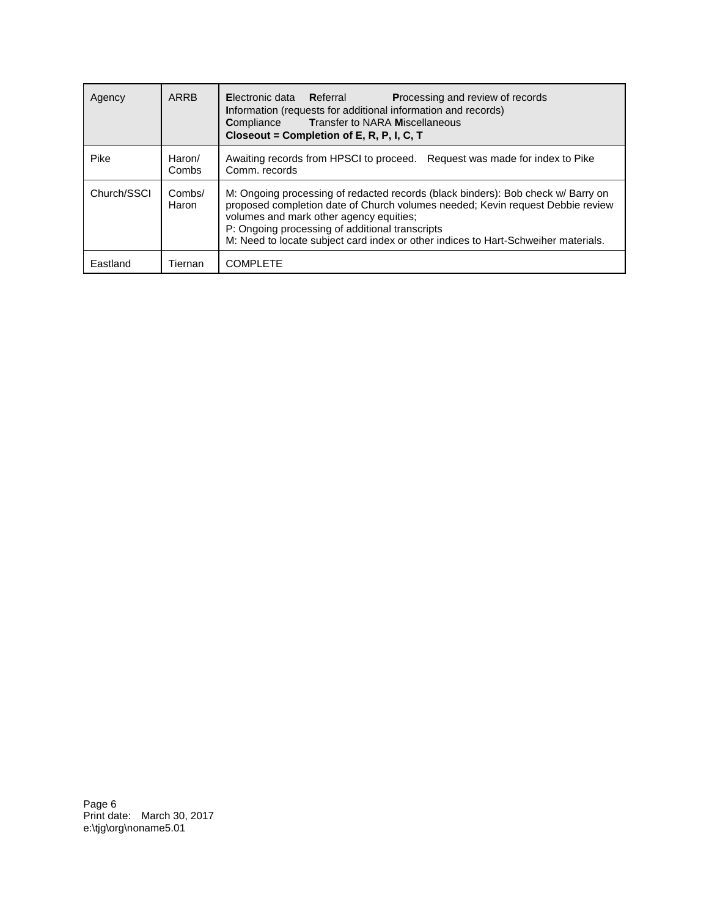| Agency | ARRB | **E**lectronic data **R**eferral **P**rocessing and review of records<br>**I**nformation (requests for additional information and records)<br>**C**ompliance **T**ransfer to NARA **M**iscellaneous<br>**Closeout = Completion of E, R, P, I, C, T** |
|---|---|---|
| Pike | Haron/ Combs | Awaiting records from HPSCI to proceed. Request was made for index to Pike Comm. records |
| Church/SSCI | Combs/ Haron | M: Ongoing processing of redacted records (black binders): Bob check w/ Barry on proposed completion date of Church volumes needed; Kevin request Debbie review volumes and mark other agency equities;<br>P: Ongoing processing of additional transcripts<br>M: Need to locate subject card index or other indices to Hart-Schweiher materials. |
| Eastland | Tiernan | COMPLETE |

Print date: March 30, 2017
e:\tjg\org\noname5.01